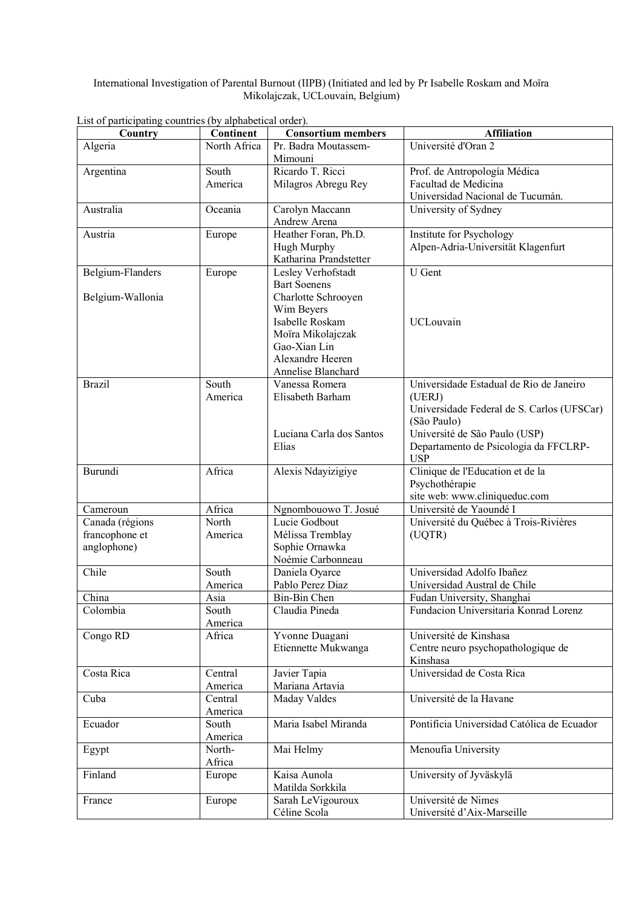International Investigation of Parental Burnout (IIPB) (Initiated and led by Pr Isabelle Roskam and Moïra Mikolajczak, UCLouvain, Belgium)

List of participating countries (by alphabetical order).

| Country | Continent | Consortium members | Affiliation |
|---|---|---|---|
| Algeria | North Africa | Pr. Badra Moutassem-Mimouni | Université d'Oran 2 |
| Argentina | South America | Ricardo T. Ricci<br>Milagros Abregu Rey | Prof. de Antropología Médica<br>Facultad de Medicina<br>Universidad Nacional de Tucumán. |
| Australia | Oceania | Carolyn Maccann<br>Andrew Arena | University of Sydney |
| Austria | Europe | Heather Foran, Ph.D.<br>Hugh Murphy<br>Katharina Prandstetter | Institute for Psychology<br>Alpen-Adria-Universität Klagenfurt |
| Belgium-Flanders<br><br>Belgium-Wallonia | Europe | Lesley Verhofstadt<br>Bart Soenens<br>Charlotte Schrooyen<br>Wim Beyers<br>Isabelle Roskam<br>Moïra Mikolajczak<br>Gao-Xian Lin<br>Alexandre Heeren<br>Annelise Blanchard | U Gent<br><br><br><br>UCLouvain |
| Brazil | South America | Vanessa Romera<br>Elisabeth Barham<br><br><br>Luciana Carla dos Santos Elias | Universidade Estadual de Rio de Janeiro (UERJ)<br>Universidade Federal de S. Carlos (UFSCar) (São Paulo)<br>Université de São Paulo (USP)<br>Departamento de Psicologia da FFCLRP-USP |
| Burundi | Africa | Alexis Ndayizigiye | Clinique de l'Education et de la Psychothérapie<br>site web: www.cliniqueduc.com |
| Cameroun | Africa | Ngnombouowo T. Josué | Université de Yaoundé I |
| Canada (régions francophone et anglophone) | North America | Lucie Godbout<br>Mélissa Tremblay<br>Sophie Ornawka<br>Noémie Carbonneau | Université du Québec à Trois-Rivières (UQTR) |
| Chile | South America | Daniela Oyarce<br>Pablo Perez Diaz | Universidad Adolfo Ibañez<br>Universidad Austral de Chile |
| China | Asia | Bin-Bin Chen | Fudan University, Shanghai |
| Colombia | South America | Claudia Pineda | Fundacion Universitaria Konrad Lorenz |
| Congo RD | Africa | Yvonne Duagani<br>Etiennette Mukwanga | Université de Kinshasa<br>Centre neuro psychopathologique de Kinshasa |
| Costa Rica | Central America | Javier Tapia<br>Mariana Artavia | Universidad de Costa Rica |
| Cuba | Central America | Maday Valdes | Université de la Havane |
| Ecuador | South America | Maria Isabel Miranda | Pontificia Universidad Católica de Ecuador |
| Egypt | North-Africa | Mai Helmy | Menoufia University |
| Finland | Europe | Kaisa Aunola<br>Matilda Sorkkila | University of Jyväskylä |
| France | Europe | Sarah LeVigouroux<br>Céline Scola | Université de Nimes<br>Université d'Aix-Marseille |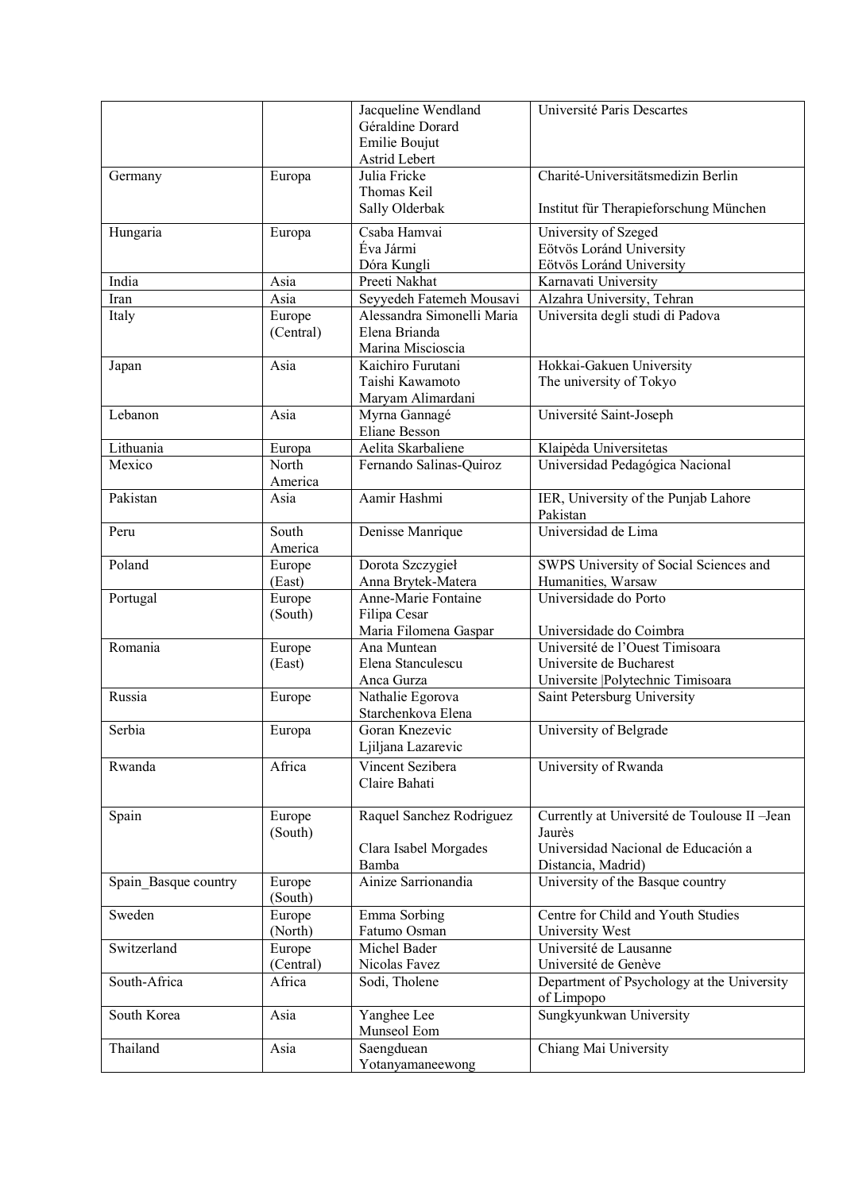| | | | |
|---|---|---|---|
| | | Jacqueline Wendland<br>Géraldine Dorard<br>Emilie Boujut<br>Astrid Lebert | Université Paris Descartes |
| Germany | Europa | Julia Fricke<br>Thomas Keil<br>Sally Olderbak | Charité-Universitätsmedizin Berlin<br><br>Institut für Therapieforschung München |
| Hungaria | Europa | Csaba Hamvai<br>Éva Jármi<br>Dóra Kungli | University of Szeged<br>Eötvös Loránd University<br>Eötvös Loránd University |
| India | Asia | Preeti Nakhat | Karnavati University |
| Iran | Asia | Seyyedeh Fatemeh Mousavi | Alzahra University, Tehran |
| Italy | Europe (Central) | Alessandra Simonelli Maria<br>Elena Brianda<br>Marina Miscioscia | Universita degli studi di Padova |
| Japan | Asia | Kaichiro Furutani<br>Taishi Kawamoto<br>Maryam Alimardani | Hokkai-Gakuen University<br>The university of Tokyo |
| Lebanon | Asia | Myrna Gannagé<br>Eliane Besson | Université Saint-Joseph |
| Lithuania | Europa | Aelita Skarbaliene | Klaipėda Universitetas |
| Mexico | North America | Fernando Salinas-Quiroz | Universidad Pedagógica Nacional |
| Pakistan | Asia | Aamir Hashmi | IER, University of the Punjab Lahore Pakistan |
| Peru | South America | Denisse Manrique | Universidad de Lima |
| Poland | Europe (East) | Dorota Szczygieł<br>Anna Brytek-Matera | SWPS University of Social Sciences and Humanities, Warsaw |
| Portugal | Europe (South) | Anne-Marie Fontaine<br>Filipa Cesar<br>Maria Filomena Gaspar | Universidade do Porto<br><br>Universidade do Coimbra |
| Romania | Europe (East) | Ana Muntean<br>Elena Stanculescu<br>Anca Gurza | Université de l'Ouest Timisoara<br>Universite de Bucharest<br>Universite \|Polytechnic Timisoara |
| Russia | Europe | Nathalie Egorova<br>Starchenkova Elena | Saint Petersburg University |
| Serbia | Europa | Goran Knezevic<br>Ljiljana Lazarevic | University of Belgrade |
| Rwanda | Africa | Vincent Sezibera<br>Claire Bahati | University of Rwanda |
| Spain | Europe (South) | Raquel Sanchez Rodriguez<br><br>Clara Isabel Morgades Bamba | Currently at Université de Toulouse II –Jean Jaurès<br>Universidad Nacional de Educación a Distancia, Madrid) |
| Spain_Basque country | Europe (South) | Ainize Sarrionandia | University of the Basque country |
| Sweden | Europe (North) | Emma Sorbing<br>Fatumo Osman | Centre for Child and Youth Studies<br>University West |
| Switzerland | Europe (Central) | Michel Bader<br>Nicolas Favez | Université de Lausanne<br>Université de Genève |
| South-Africa | Africa | Sodi, Tholene | Department of Psychology at the University of Limpopo |
| South Korea | Asia | Yanghee Lee<br>Munseol Eom | Sungkyunkwan University |
| Thailand | Asia | Saengduean Yotanyamaneewong | Chiang Mai University |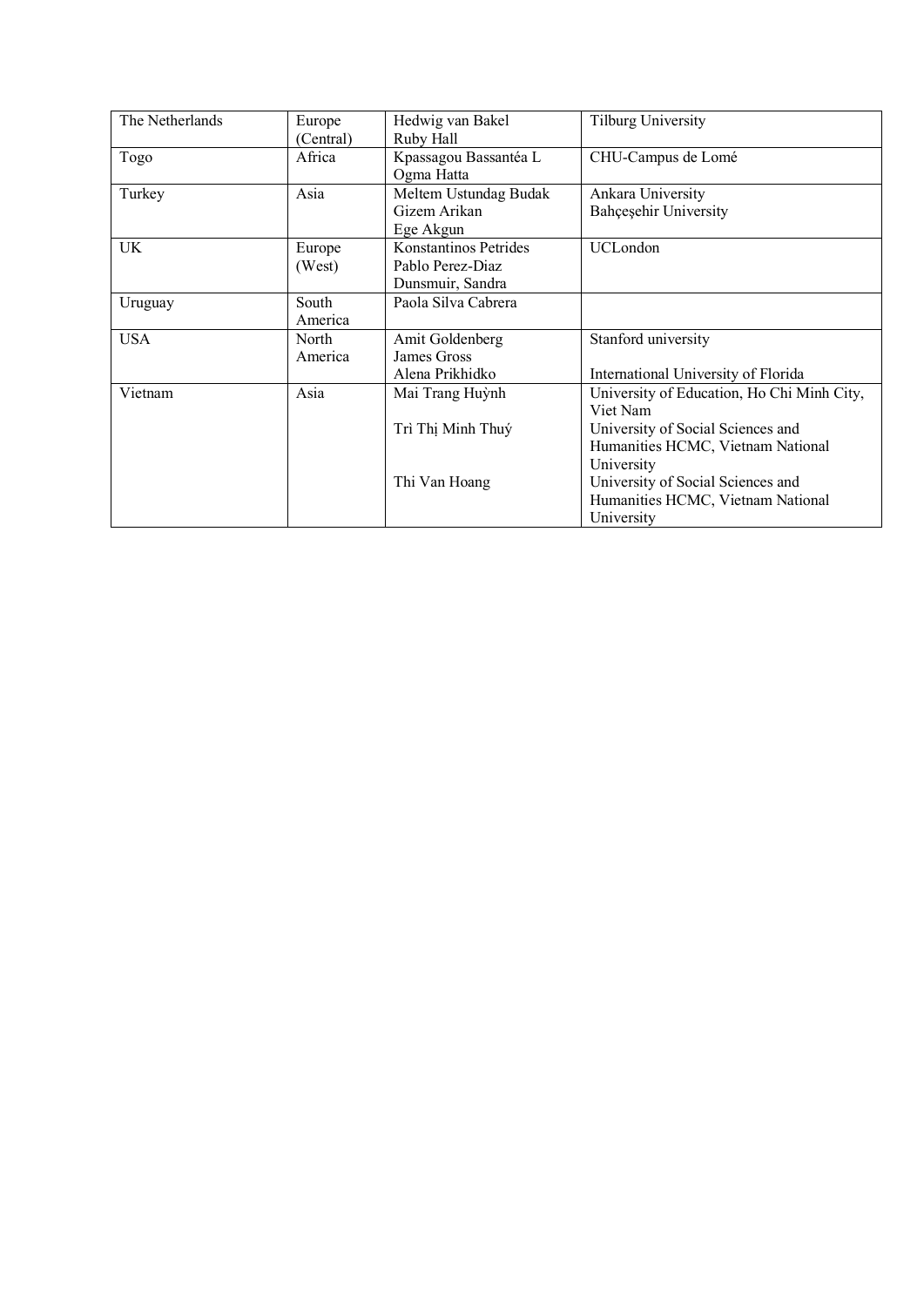| | | | |
|---|---|---|---|
| The Netherlands | Europe (Central) | Hedwig van Bakel<br>Ruby Hall | Tilburg University |
| Togo | Africa | Kpassagou Bassantéa L<br>Ogma Hatta | CHU-Campus de Lomé |
| Turkey | Asia | Meltem Ustundag Budak<br>Gizem Arikan<br>Ege Akgun | Ankara University<br>Bahçeşehir University |
| UK | Europe (West) | Konstantinos Petrides<br>Pablo Perez-Diaz<br>Dunsmuir, Sandra | UCLondon |
| Uruguay | South America | Paola Silva Cabrera | |
| USA | North America | Amit Goldenberg<br>James Gross<br>Alena Prikhidko | Stanford university<br><br>International University of Florida |
| Vietnam | Asia | Mai Trang Huỳnh<br><br>Trì Thị Minh Thuý<br><br><br>Thi Van Hoang | University of Education, Ho Chi Minh City, Viet Nam<br>University of Social Sciences and Humanities HCMC, Vietnam National University<br>University of Social Sciences and Humanities HCMC, Vietnam National University |